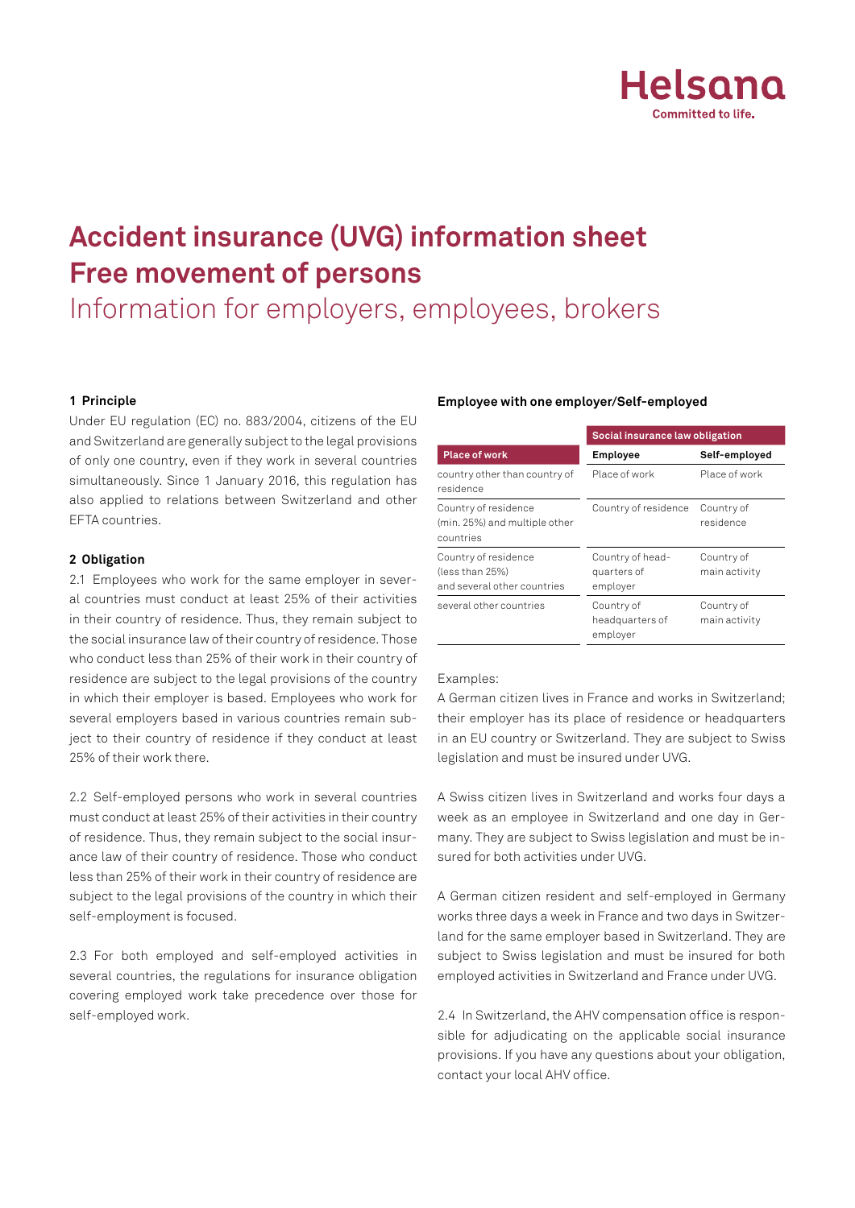Helsana
Committed to life.

# Accident insurance (UVG) information sheet
# Free movement of persons

## Information for employers, employees, brokers

### 1 Principle

Under EU regulation (EC) no. 883/2004, citizens of the EU and Switzerland are generally subject to the legal provisions of only one country, even if they work in several countries simultaneously. Since 1 January 2016, this regulation has also applied to relations between Switzerland and other EFTA countries.

### 2 Obligation

2.1 Employees who work for the same employer in several countries must conduct at least 25% of their activities in their country of residence. Thus, they remain subject to the social insurance law of their country of residence. Those who conduct less than 25% of their work in their country of residence are subject to the legal provisions of the country in which their employer is based. Employees who work for several employers based in various countries remain subject to their country of residence if they conduct at least 25% of their work there.

2.2 Self-employed persons who work in several countries must conduct at least 25% of their activities in their country of residence. Thus, they remain subject to the social insurance law of their country of residence. Those who conduct less than 25% of their work in their country of residence are subject to the legal provisions of the country in which their self-employment is focused.

2.3 For both employed and self-employed activities in several countries, the regulations for insurance obligation covering employed work take precedence over those for self-employed work.

**Employee with one employer/Self-employed**

| | Social insurance law obligation | |
|---|---|---|
| **Place of work** | **Employee** | **Self-employed** |
| country other than country of residence | Place of work | Place of work |
| Country of residence (min. 25%) and multiple other countries | Country of residence | Country of residence |
| Country of residence (less than 25%) and several other countries | Country of headquarters of employer | Country of main activity |
| several other countries | Country of headquarters of employer | Country of main activity |

Examples:
A German citizen lives in France and works in Switzerland; their employer has its place of residence or headquarters in an EU country or Switzerland. They are subject to Swiss legislation and must be insured under UVG.

A Swiss citizen lives in Switzerland and works four days a week as an employee in Switzerland and one day in Germany. They are subject to Swiss legislation and must be insured for both activities under UVG.

A German citizen resident and self-employed in Germany works three days a week in France and two days in Switzerland for the same employer based in Switzerland. They are subject to Swiss legislation and must be insured for both employed activities in Switzerland and France under UVG.

2.4 In Switzerland, the AHV compensation office is responsible for adjudicating on the applicable social insurance provisions. If you have any questions about your obligation, contact your local AHV office.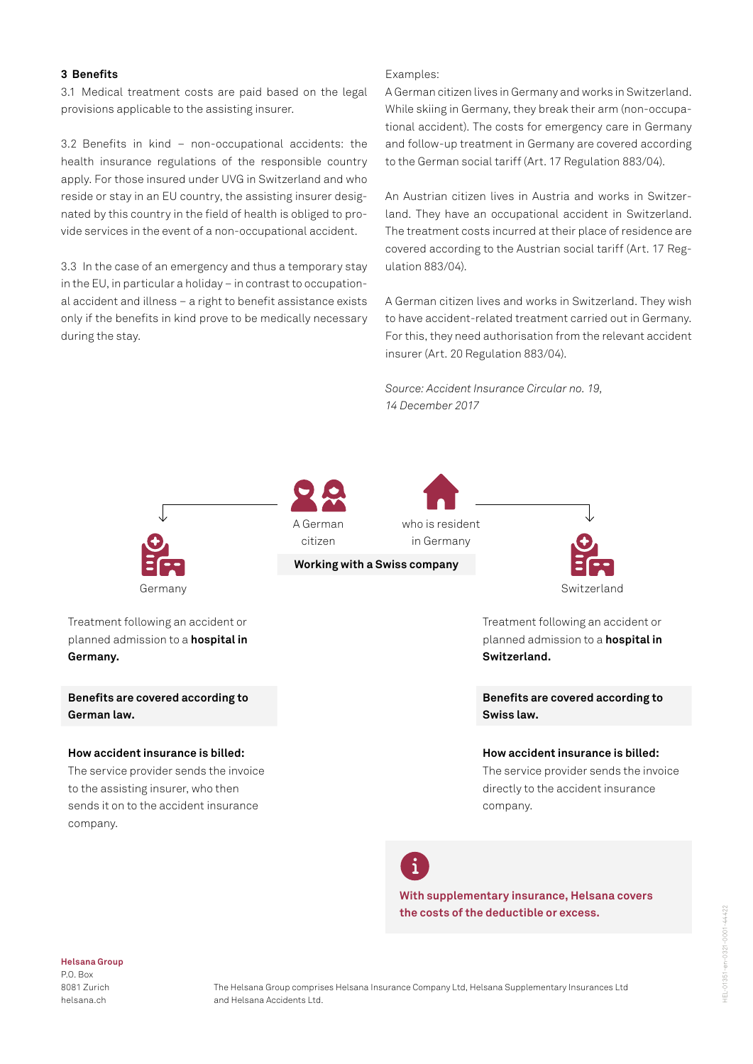## 3 Benefits

3.1 Medical treatment costs are paid based on the legal provisions applicable to the assisting insurer.

3.2 Benefits in kind – non-occupational accidents: the health insurance regulations of the responsible country apply. For those insured under UVG in Switzerland and who reside or stay in an EU country, the assisting insurer designated by this country in the field of health is obliged to provide services in the event of a non-occupational accident.

3.3 In the case of an emergency and thus a temporary stay in the EU, in particular a holiday – in contrast to occupational accident and illness – a right to benefit assistance exists only if the benefits in kind prove to be medically necessary during the stay.

Examples:

A German citizen lives in Germany and works in Switzerland. While skiing in Germany, they break their arm (non-occupational accident). The costs for emergency care in Germany and follow-up treatment in Germany are covered according to the German social tariff (Art. 17 Regulation 883/04).

An Austrian citizen lives in Austria and works in Switzerland. They have an occupational accident in Switzerland. The treatment costs incurred at their place of residence are covered according to the Austrian social tariff (Art. 17 Regulation 883/04).

A German citizen lives and works in Switzerland. They wish to have accident-related treatment carried out in Germany. For this, they need authorisation from the relevant accident insurer (Art. 20 Regulation 883/04).

*Source: Accident Insurance Circular no. 19, 14 December 2017*

A German citizen who is resident in Germany

**Working with a Swiss company**

Germany

Treatment following an accident or planned admission to a **hospital in Germany.**

**Benefits are covered according to German law.**

**How accident insurance is billed:**
The service provider sends the invoice to the assisting insurer, who then sends it on to the accident insurance company.

Switzerland

Treatment following an accident or planned admission to a **hospital in Switzerland.**

**Benefits are covered according to Swiss law.**

**How accident insurance is billed:**
The service provider sends the invoice directly to the accident insurance company.

**With supplementary insurance, Helsana covers the costs of the deductible or excess.**

**Helsana Group**
P.O. Box
8081 Zurich
helsana.ch

The Helsana Group comprises Helsana Insurance Company Ltd, Helsana Supplementary Insurances Ltd and Helsana Accidents Ltd.

HEL-01351-en-0321-0001-44422